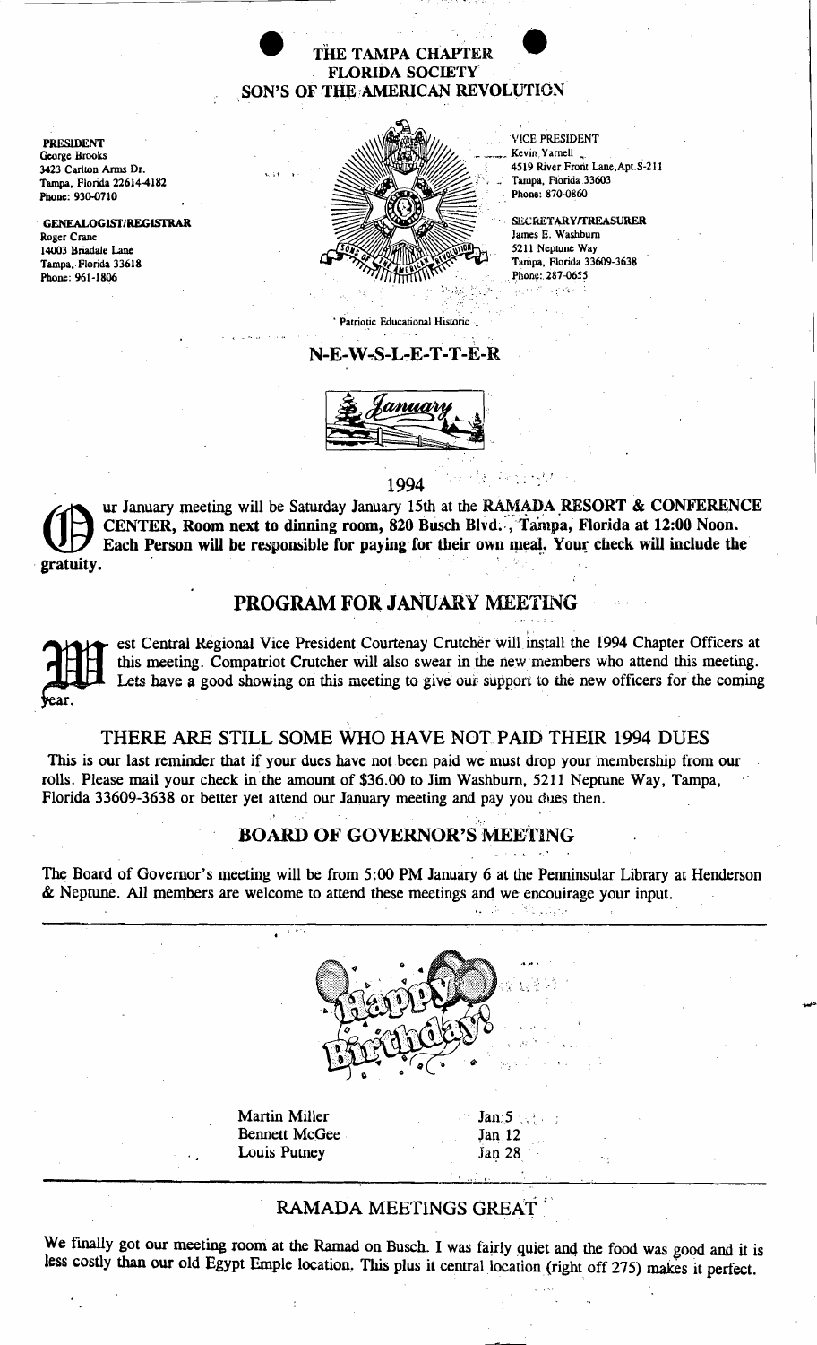# THE TAMPA CHAPTER
## FLORIDA SOCIETY
## SON'S OF THE AMERICAN REVOLUTION

**PRESIDENT**
George Brooks
3423 Carlton Arms Dr.
Tampa, Florida 22614-4182
Phone: 930-0710

**GENEALOGIST/REGISTRAR**
Roger Crane
14003 Briadale Lane
Tampa, Florida 33618
Phone: 961-1806

VICE PRESIDENT
Kevin Yarnell
4519 River Front Lane,Apt.S-211
Tampa, Florida 33603
Phone: 870-0860

SECRETARY/TREASURER
James E. Washburn
5211 Neptune Way
Tampa, Florida 33609-3638
Phone: 287-0655

Patriotic Educational Historic

## N-E-W-S-L-E-T-T-E-R

January

1994

Our January meeting will be Saturday January 15th at the **RAMADA RESORT & CONFERENCE CENTER, Room next to dinning room, 820 Busch Blvd., Tampa, Florida at 12:00 Noon. Each Person will be responsible for paying for their own meal. Your check will include the gratuity.**

## PROGRAM FOR JANUARY MEETING

West Central Regional Vice President Courtenay Crutcher will install the 1994 Chapter Officers at this meeting. Compatriot Crutcher will also swear in the new members who attend this meeting. Lets have a good showing on this meeting to give our support to the new officers for the coming year.

## THERE ARE STILL SOME WHO HAVE NOT PAID THEIR 1994 DUES

This is our last reminder that if your dues have not been paid we must drop your membership from our rolls. Please mail your check in the amount of $36.00 to Jim Washburn, 5211 Neptune Way, Tampa, Florida 33609-3638 or better yet attend our January meeting and pay you dues then.

## BOARD OF GOVERNOR'S MEETING

The Board of Governor's meeting will be from 5:00 PM January 6 at the Penninsular Library at Henderson & Neptune. All members are welcome to attend these meetings and we encouirage your input.

Happy Birthday!

| | |
|---|---|
| Martin Miller | Jan 5 |
| Bennett McGee | Jan 12 |
| Louis Putney | Jan 28 |

## RAMADA MEETINGS GREAT

We finally got our meeting room at the Ramad on Busch. I was fairly quiet and the food was good and it is less costly than our old Egypt Emple location. This plus it central location (right off 275) makes it perfect.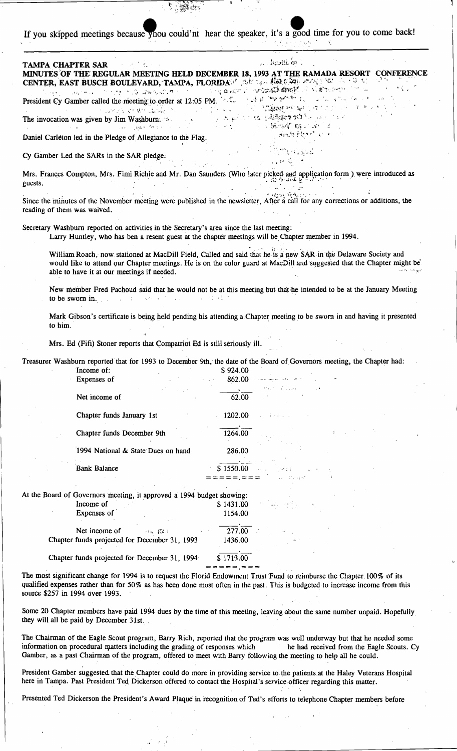If you skipped meetings because you could'nt hear the speaker, it's a good time for you to come back!

---

**TAMPA CHAPTER SAR**

**MINUTES OF THE REGULAR MEETING HELD DECEMBER 18, 1993 AT THE RAMADA RESORT CONFERENCE CENTER, EAST BUSCH BOULEVARD, TAMPA, FLORIDA**

President Cy Gamber called the meeting to order at 12:05 PM.

The invocation was given by Jim Washburn:

Daniel Carleton led in the Pledge of Allegiance to the Flag.

Cy Gamber Led the SARs in the SAR pledge.

Mrs. Frances Compton, Mrs. Fimi Richie and Mr. Dan Saunders (Who later picked and application form ) were introduced as guests.

Since the minutes of the November meeting were published in the newsletter, After a call for any corrections or additions, the reading of them was waived.

Secretary Washburn reported on activities in the Secretary's area since the last meeting:

Larry Huntley, who has ben a resent guest at the chapter meetings will be Chapter member in 1994.

William Roach, now stationed at MacDill Field, Called and said that he is a new SAR in the Delaware Society and would like to attend our Chapter meetings. He is on the color guard at MacDill and suggested that the Chapter might be able to have it at our meetings if needed.

New member Fred Pachoud said that he would not be at this meeting but that he intended to be at the January Meeting to be sworn in.

Mark Gibson's certificate is being held pending his attending a Chapter meeting to be sworn in and having it presented to him.

Mrs. Ed (Fifi) Stoner reports that Compatriot Ed is still seriously ill.

Treasurer Washburn reported that for 1993 to December 9th, the date of the Board of Governors meeting, the Chapter had:

| | |
|---|---|
| Income of: | $ 924.00 |
| Expenses of | 862.00 |
| Net income of | 62.00 |
| Chapter funds January 1st | 1202.00 |
| Chapter funds December 9th | 1264.00 |
| 1994 National & State Dues on hand | 286.00 |
| Bank Balance | $ 1550.00 |

At the Board of Governors meeting, it approved a 1994 budget showing:

| | |
|---|---|
| Income of | $ 1431.00 |
| Expenses of | 1154.00 |
| Net income of | 277.00 |
| Chapter funds projected for December 31, 1993 | 1436.00 |
| Chapter funds projected for December 31, 1994 | $ 1713.00 |

The most significant change for 1994 is to request the Florid Endowment Trust Fund to reimburse the Chapter 100% of its qualified expenses rather than for 50% as has been done most often in the past. This is budgeted to increase income from this source $257 in 1994 over 1993.

Some 20 Chapter members have paid 1994 dues by the time of this meeting, leaving about the same number unpaid. Hopefully they will all be paid by December 31st.

The Chairman of the Eagle Scout program, Barry Rich, reported that the program was well underway but that he needed some information on procedural matters including the grading of responses which he had received from the Eagle Scouts. Cy Gamber, as a past Chairman of the program, offered to meet with Barry following the meeting to help all he could.

President Gamber suggested that the Chapter could do more in providing service to the patients at the Haley Veterans Hospital here in Tampa. Past President Ted Dickerson offered to contact the Hospital's service officer regarding this matter.

Presented Ted Dickerson the President's Award Plaque in recognition of Ted's efforts to telephone Chapter members before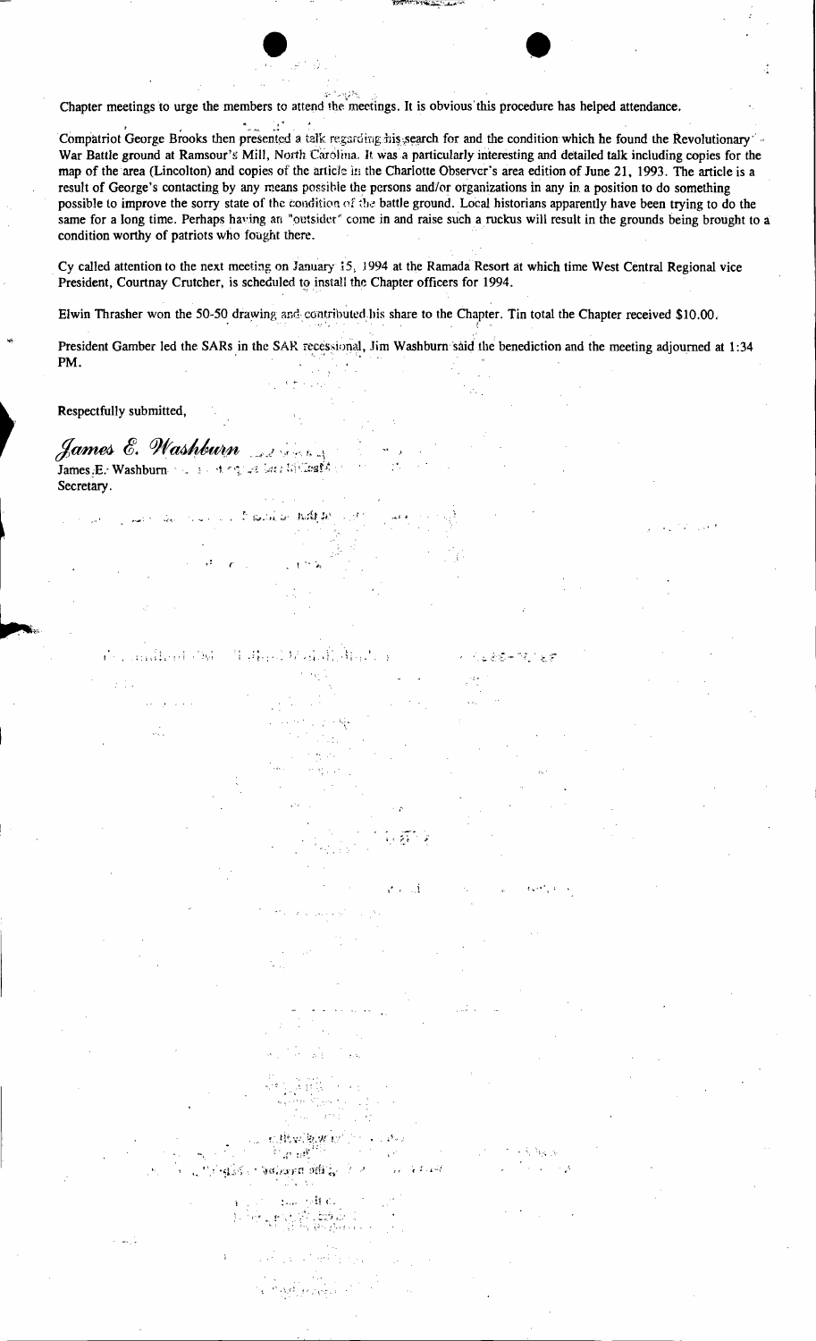Chapter meetings to urge the members to attend the meetings. It is obvious this procedure has helped attendance.

Compatriot George Brooks then presented a talk regarding his search for and the condition which he found the Revolutionary War Battle ground at Ramsour's Mill, North Carolina. It was a particularly interesting and detailed talk including copies for the map of the area (Lincolton) and copies of the article in the Charlotte Observer's area edition of June 21, 1993. The article is a result of George's contacting by any means possible the persons and/or organizations in any in a position to do something possible to improve the sorry state of the condition of the battle ground. Local historians apparently have been trying to do the same for a long time. Perhaps having an "outsider" come in and raise such a ruckus will result in the grounds being brought to a condition worthy of patriots who fought there.

Cy called attention to the next meeting on January 15, 1994 at the Ramada Resort at which time West Central Regional vice President, Courtnay Crutcher, is scheduled to install the Chapter officers for 1994.

Elwin Thrasher won the 50-50 drawing and contributed his share to the Chapter. Tin total the Chapter received $10.00.

President Gamber led the SARs in the SAR recessional, Jim Washburn said the benediction and the meeting adjourned at 1:34 PM.

Respectfully submitted,

*James E. Washburn*

James E. Washburn
Secretary.